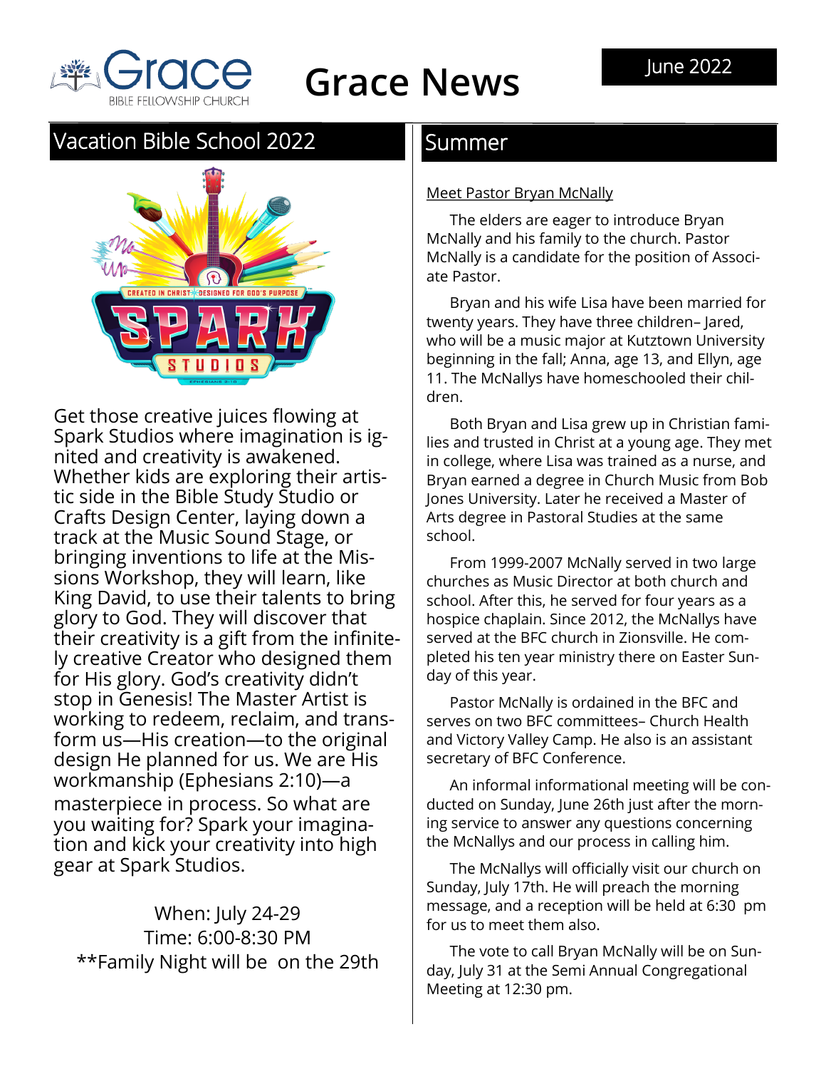# Grace News

June 2022

## Vacation Bible School 2022

Get those creative juices flowing at Spark Studios where imagination is ignited and creativity is awakened. Whether kids are exploring their artistic side in the Bible Study Studio or Crafts Design Center, laying down a track at the Music Sound Stage, or bringing inventions to life at the Missions Workshop, they will learn, like King David, to use their talents to bring glory to God. They will discover that their creativity is a gift from the infinitely creative Creator who designed them for His glory. God's creativity didn't stop in Genesis! The Master Artist is working to redeem, reclaim, and transform us—His creation—to the original design He planned for us. We are His workmanship (Ephesians 2:10)—a masterpiece in process. So what are you waiting for? Spark your imagination and kick your creativity into high gear at Spark Studios.

When: July 24-29
Time: 6:00-8:30 PM
**Family Night will be on the 29th

## Summer

Meet Pastor Bryan McNally

The elders are eager to introduce Bryan McNally and his family to the church. Pastor McNally is a candidate for the position of Associate Pastor.

Bryan and his wife Lisa have been married for twenty years. They have three children– Jared, who will be a music major at Kutztown University beginning in the fall; Anna, age 13, and Ellyn, age 11. The McNallys have homeschooled their children.

Both Bryan and Lisa grew up in Christian families and trusted in Christ at a young age. They met in college, where Lisa was trained as a nurse, and Bryan earned a degree in Church Music from Bob Jones University. Later he received a Master of Arts degree in Pastoral Studies at the same school.

From 1999-2007 McNally served in two large churches as Music Director at both church and school. After this, he served for four years as a hospice chaplain. Since 2012, the McNallys have served at the BFC church in Zionsville. He completed his ten year ministry there on Easter Sunday of this year.

Pastor McNally is ordained in the BFC and serves on two BFC committees– Church Health and Victory Valley Camp. He also is an assistant secretary of BFC Conference.

An informal informational meeting will be conducted on Sunday, June 26th just after the morning service to answer any questions concerning the McNallys and our process in calling him.

The McNallys will officially visit our church on Sunday, July 17th. He will preach the morning message, and a reception will be held at 6:30 pm for us to meet them also.

The vote to call Bryan McNally will be on Sunday, July 31 at the Semi Annual Congregational Meeting at 12:30 pm.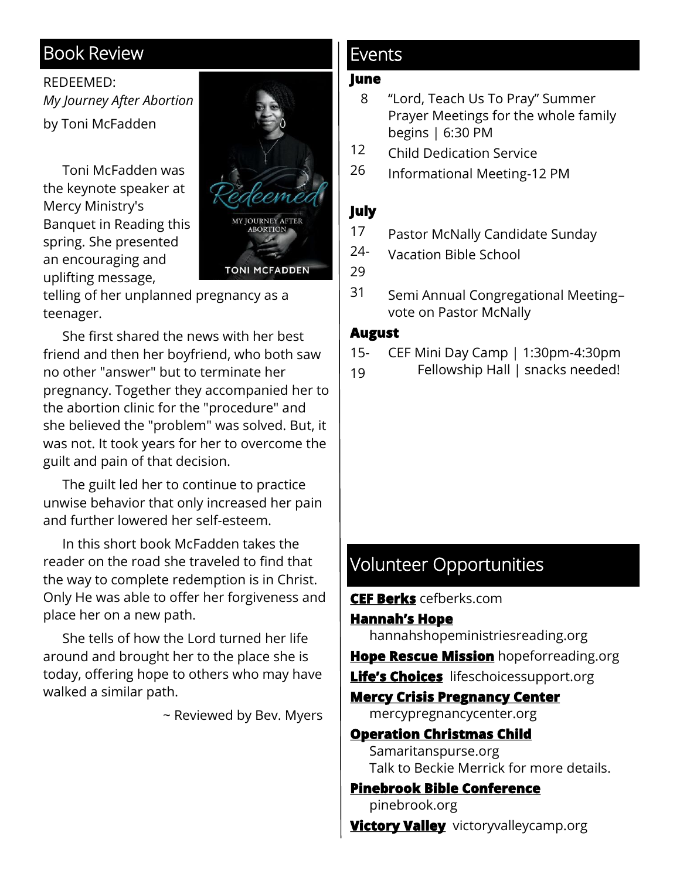## Book Review

REDEEMED:
*My Journey After Abortion*
by Toni McFadden

Toni McFadden was the keynote speaker at Mercy Ministry's Banquet in Reading this spring. She presented an encouraging and uplifting message, telling of her unplanned pregnancy as a teenager.

She first shared the news with her best friend and then her boyfriend, who both saw no other "answer" but to terminate her pregnancy. Together they accompanied her to the abortion clinic for the "procedure" and she believed the "problem" was solved. But, it was not. It took years for her to overcome the guilt and pain of that decision.

The guilt led her to continue to practice unwise behavior that only increased her pain and further lowered her self-esteem.

In this short book McFadden takes the reader on the road she traveled to find that the way to complete redemption is in Christ. Only He was able to offer her forgiveness and place her on a new path.

She tells of how the Lord turned her life around and brought her to the place she is today, offering hope to others who may have walked a similar path.

~ Reviewed by Bev. Myers

## Events

**June**

| | |
|---|---|
| 8 | "Lord, Teach Us To Pray" Summer Prayer Meetings for the whole family begins \| 6:30 PM |
| 12 | Child Dedication Service |
| 26 | Informational Meeting-12 PM |

**July**

| | |
|---|---|
| 17 | Pastor McNally Candidate Sunday |
| 24-29 | Vacation Bible School |
| 31 | Semi Annual Congregational Meeting–vote on Pastor McNally |

**August**

| | |
|---|---|
| 15-19 | CEF Mini Day Camp \| 1:30pm-4:30pm Fellowship Hall \| snacks needed! |

## Volunteer Opportunities

**CEF Berks** cefberks.com

**Hannah's Hope**
hannahshopeministriesreading.org

**Hope Rescue Mission** hopeforreading.org

**Life's Choices** lifeschoicessupport.org

**Mercy Crisis Pregnancy Center**
mercypregnancycenter.org

**Operation Christmas Child**
Samaritanspurse.org
Talk to Beckie Merrick for more details.

**Pinebrook Bible Conference**
pinebrook.org

**Victory Valley** victoryvalleycamp.org